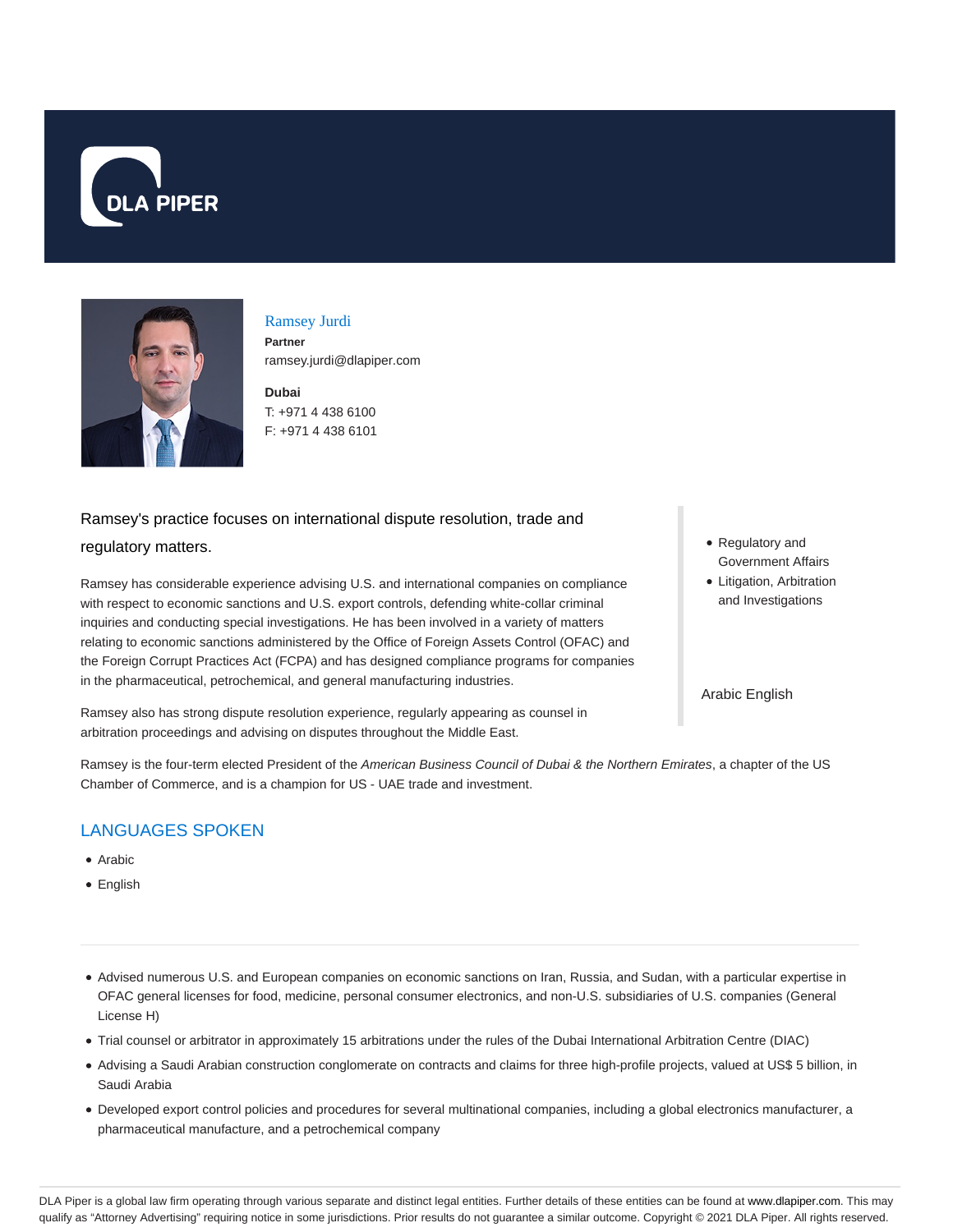DLA PIPER

## Ramsey Jurdi

**Partner**
ramsey.jurdi@dlapiper.com

**Dubai**
T: +971 4 438 6100
F: +971 4 438 6101

- Regulatory and Government Affairs
- Litigation, Arbitration and Investigations

Arabic English

Ramsey's practice focuses on international dispute resolution, trade and regulatory matters.

Ramsey has considerable experience advising U.S. and international companies on compliance with respect to economic sanctions and U.S. export controls, defending white-collar criminal inquiries and conducting special investigations. He has been involved in a variety of matters relating to economic sanctions administered by the Office of Foreign Assets Control (OFAC) and the Foreign Corrupt Practices Act (FCPA) and has designed compliance programs for companies in the pharmaceutical, petrochemical, and general manufacturing industries.

Ramsey also has strong dispute resolution experience, regularly appearing as counsel in arbitration proceedings and advising on disputes throughout the Middle East.

Ramsey is the four-term elected President of the *American Business Council of Dubai & the Northern Emirates*, a chapter of the US Chamber of Commerce, and is a champion for US - UAE trade and investment.

## LANGUAGES SPOKEN

- Arabic
- English

---

- Advised numerous U.S. and European companies on economic sanctions on Iran, Russia, and Sudan, with a particular expertise in OFAC general licenses for food, medicine, personal consumer electronics, and non-U.S. subsidiaries of U.S. companies (General License H)
- Trial counsel or arbitrator in approximately 15 arbitrations under the rules of the Dubai International Arbitration Centre (DIAC)
- Advising a Saudi Arabian construction conglomerate on contracts and claims for three high-profile projects, valued at US$ 5 billion, in Saudi Arabia
- Developed export control policies and procedures for several multinational companies, including a global electronics manufacturer, a pharmaceutical manufacture, and a petrochemical company

DLA Piper is a global law firm operating through various separate and distinct legal entities. Further details of these entities can be found at www.dlapiper.com. This may qualify as "Attorney Advertising" requiring notice in some jurisdictions. Prior results do not guarantee a similar outcome. Copyright © 2021 DLA Piper. All rights reserved.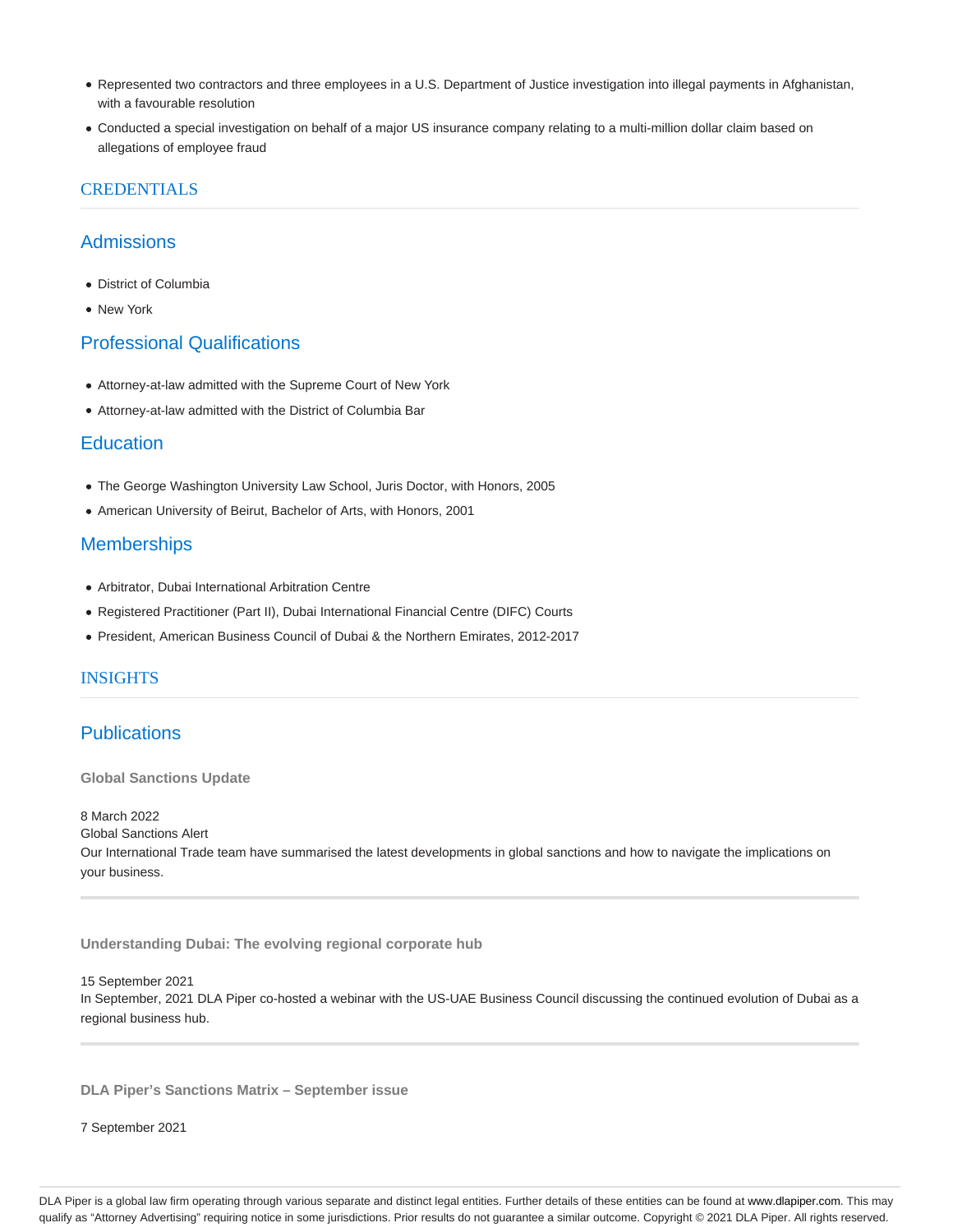- Represented two contractors and three employees in a U.S. Department of Justice investigation into illegal payments in Afghanistan, with a favourable resolution
- Conducted a special investigation on behalf of a major US insurance company relating to a multi-million dollar claim based on allegations of employee fraud

## CREDENTIALS

### Admissions

- District of Columbia
- New York

### Professional Qualifications

- Attorney-at-law admitted with the Supreme Court of New York
- Attorney-at-law admitted with the District of Columbia Bar

### Education

- The George Washington University Law School, Juris Doctor, with Honors, 2005
- American University of Beirut, Bachelor of Arts, with Honors, 2001

### Memberships

- Arbitrator, Dubai International Arbitration Centre
- Registered Practitioner (Part II), Dubai International Financial Centre (DIFC) Courts
- President, American Business Council of Dubai & the Northern Emirates, 2012-2017

## INSIGHTS

### Publications

**Global Sanctions Update**

8 March 2022
Global Sanctions Alert
Our International Trade team have summarised the latest developments in global sanctions and how to navigate the implications on your business.

---

**Understanding Dubai: The evolving regional corporate hub**

15 September 2021
In September, 2021 DLA Piper co-hosted a webinar with the US-UAE Business Council discussing the continued evolution of Dubai as a regional business hub.

---

**DLA Piper's Sanctions Matrix – September issue**

7 September 2021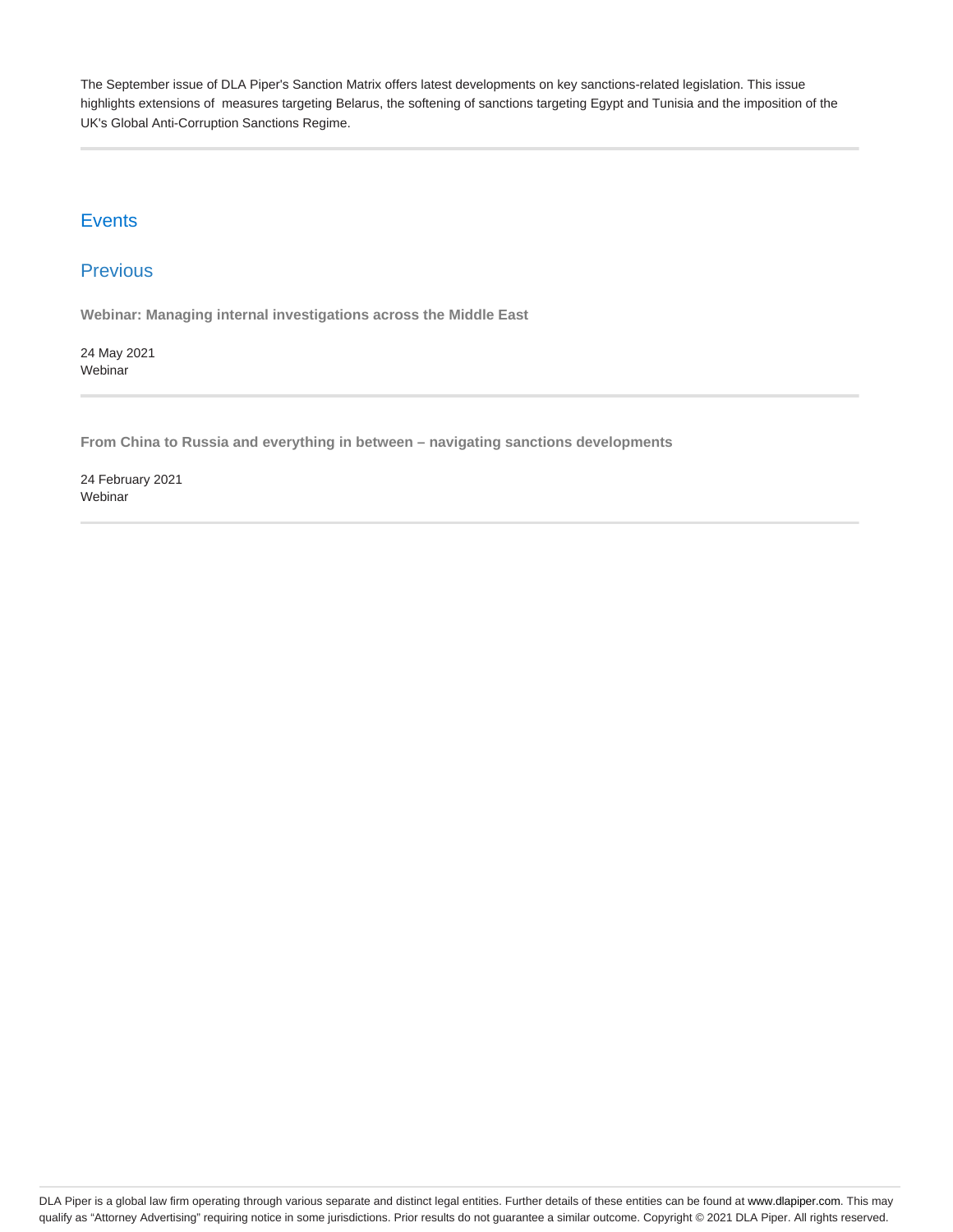The September issue of DLA Piper's Sanction Matrix offers latest developments on key sanctions-related legislation. This issue highlights extensions of measures targeting Belarus, the softening of sanctions targeting Egypt and Tunisia and the imposition of the UK's Global Anti-Corruption Sanctions Regime.

## Events

## Previous

**Webinar: Managing internal investigations across the Middle East**

24 May 2021
Webinar

**From China to Russia and everything in between – navigating sanctions developments**

24 February 2021
Webinar

DLA Piper is a global law firm operating through various separate and distinct legal entities. Further details of these entities can be found at www.dlapiper.com. This may qualify as "Attorney Advertising" requiring notice in some jurisdictions. Prior results do not guarantee a similar outcome. Copyright © 2021 DLA Piper. All rights reserved.